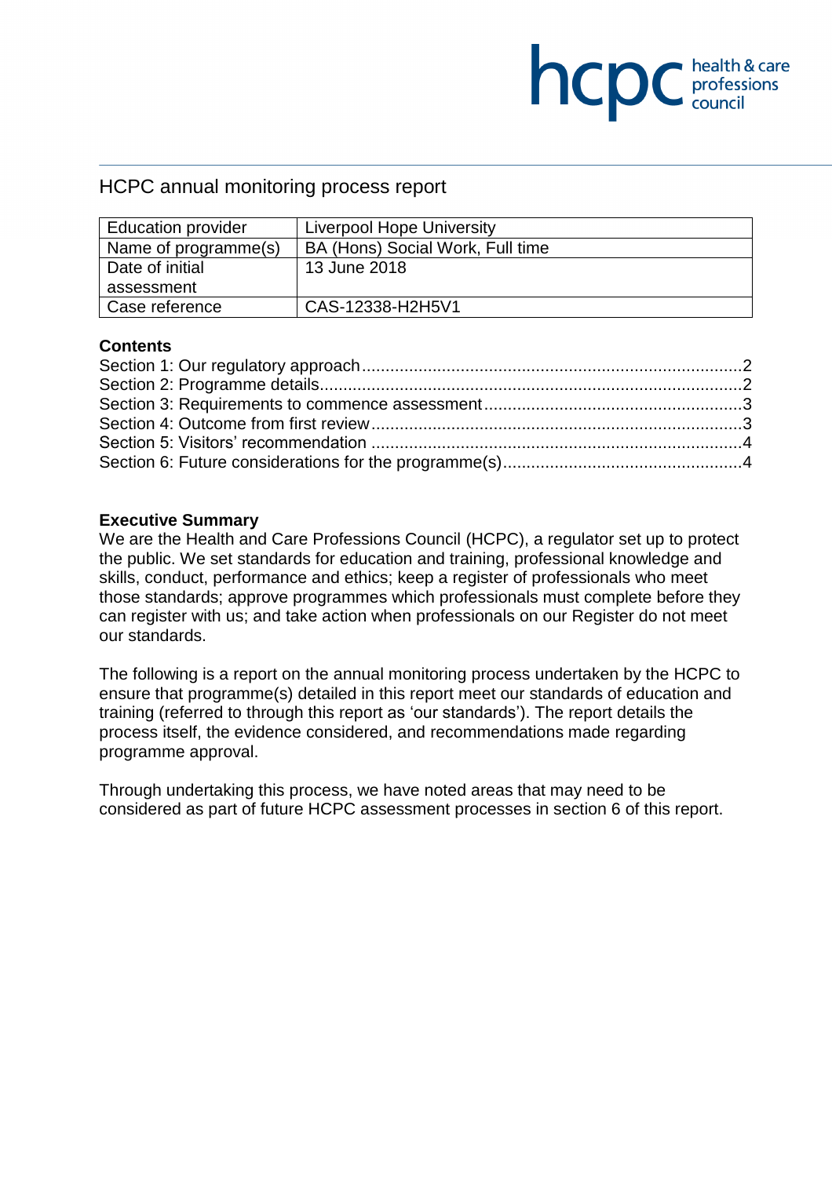hcpc health & care professions council

# HCPC annual monitoring process report

| Education provider | Liverpool Hope University |
|---|---|
| Name of programme(s) | BA (Hons) Social Work, Full time |
| Date of initial assessment | 13 June 2018 |
| Case reference | CAS-12338-H2H5V1 |

**Contents**

Section 1: Our regulatory approach....................................................................2
Section 2: Programme details............................................................................2
Section 3: Requirements to commence assessment.........................................3
Section 4: Outcome from first review.................................................................3
Section 5: Visitors' recommendation .................................................................4
Section 6: Future considerations for the programme(s)......................................4

**Executive Summary**

We are the Health and Care Professions Council (HCPC), a regulator set up to protect the public. We set standards for education and training, professional knowledge and skills, conduct, performance and ethics; keep a register of professionals who meet those standards; approve programmes which professionals must complete before they can register with us; and take action when professionals on our Register do not meet our standards.

The following is a report on the annual monitoring process undertaken by the HCPC to ensure that programme(s) detailed in this report meet our standards of education and training (referred to through this report as 'our standards'). The report details the process itself, the evidence considered, and recommendations made regarding programme approval.

Through undertaking this process, we have noted areas that may need to be considered as part of future HCPC assessment processes in section 6 of this report.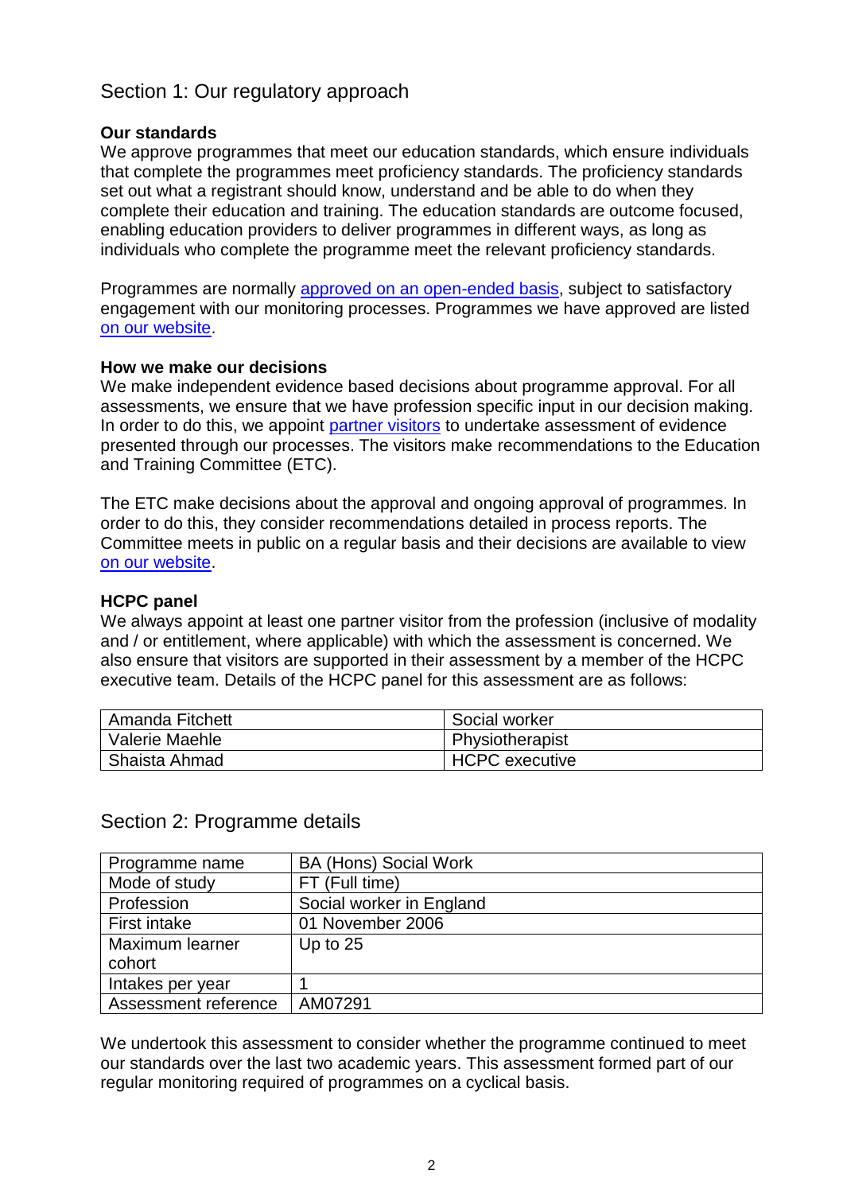## Section 1: Our regulatory approach

**Our standards**

We approve programmes that meet our education standards, which ensure individuals that complete the programmes meet proficiency standards. The proficiency standards set out what a registrant should know, understand and be able to do when they complete their education and training. The education standards are outcome focused, enabling education providers to deliver programmes in different ways, as long as individuals who complete the programme meet the relevant proficiency standards.

Programmes are normally approved on an open-ended basis, subject to satisfactory engagement with our monitoring processes. Programmes we have approved are listed on our website.

**How we make our decisions**

We make independent evidence based decisions about programme approval. For all assessments, we ensure that we have profession specific input in our decision making. In order to do this, we appoint partner visitors to undertake assessment of evidence presented through our processes. The visitors make recommendations to the Education and Training Committee (ETC).

The ETC make decisions about the approval and ongoing approval of programmes. In order to do this, they consider recommendations detailed in process reports. The Committee meets in public on a regular basis and their decisions are available to view on our website.

**HCPC panel**

We always appoint at least one partner visitor from the profession (inclusive of modality and / or entitlement, where applicable) with which the assessment is concerned. We also ensure that visitors are supported in their assessment by a member of the HCPC executive team. Details of the HCPC panel for this assessment are as follows:

| | |
|---|---|
| Amanda Fitchett | Social worker |
| Valerie Maehle | Physiotherapist |
| Shaista Ahmad | HCPC executive |

## Section 2: Programme details

| | |
|---|---|
| Programme name | BA (Hons) Social Work |
| Mode of study | FT (Full time) |
| Profession | Social worker in England |
| First intake | 01 November 2006 |
| Maximum learner cohort | Up to 25 |
| Intakes per year | 1 |
| Assessment reference | AM07291 |

We undertook this assessment to consider whether the programme continued to meet our standards over the last two academic years. This assessment formed part of our regular monitoring required of programmes on a cyclical basis.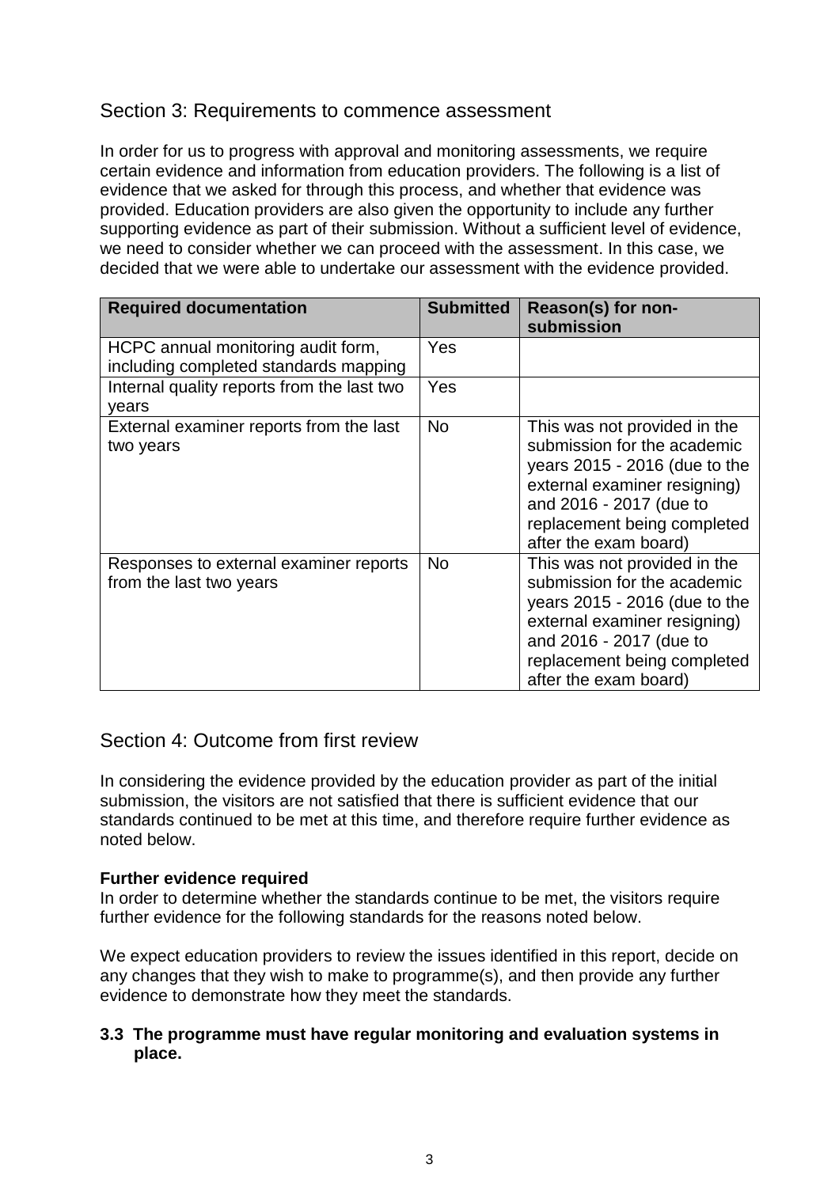## Section 3: Requirements to commence assessment

In order for us to progress with approval and monitoring assessments, we require certain evidence and information from education providers. The following is a list of evidence that we asked for through this process, and whether that evidence was provided. Education providers are also given the opportunity to include any further supporting evidence as part of their submission. Without a sufficient level of evidence, we need to consider whether we can proceed with the assessment. In this case, we decided that we were able to undertake our assessment with the evidence provided.

| Required documentation | Submitted | Reason(s) for non-submission |
|---|---|---|
| HCPC annual monitoring audit form, including completed standards mapping | Yes | |
| Internal quality reports from the last two years | Yes | |
| External examiner reports from the last two years | No | This was not provided in the submission for the academic years 2015 - 2016 (due to the external examiner resigning) and 2016 - 2017 (due to replacement being completed after the exam board) |
| Responses to external examiner reports from the last two years | No | This was not provided in the submission for the academic years 2015 - 2016 (due to the external examiner resigning) and 2016 - 2017 (due to replacement being completed after the exam board) |

## Section 4: Outcome from first review

In considering the evidence provided by the education provider as part of the initial submission, the visitors are not satisfied that there is sufficient evidence that our standards continued to be met at this time, and therefore require further evidence as noted below.

**Further evidence required**
In order to determine whether the standards continue to be met, the visitors require further evidence for the following standards for the reasons noted below.

We expect education providers to review the issues identified in this report, decide on any changes that they wish to make to programme(s), and then provide any further evidence to demonstrate how they meet the standards.

**3.3 The programme must have regular monitoring and evaluation systems in place.**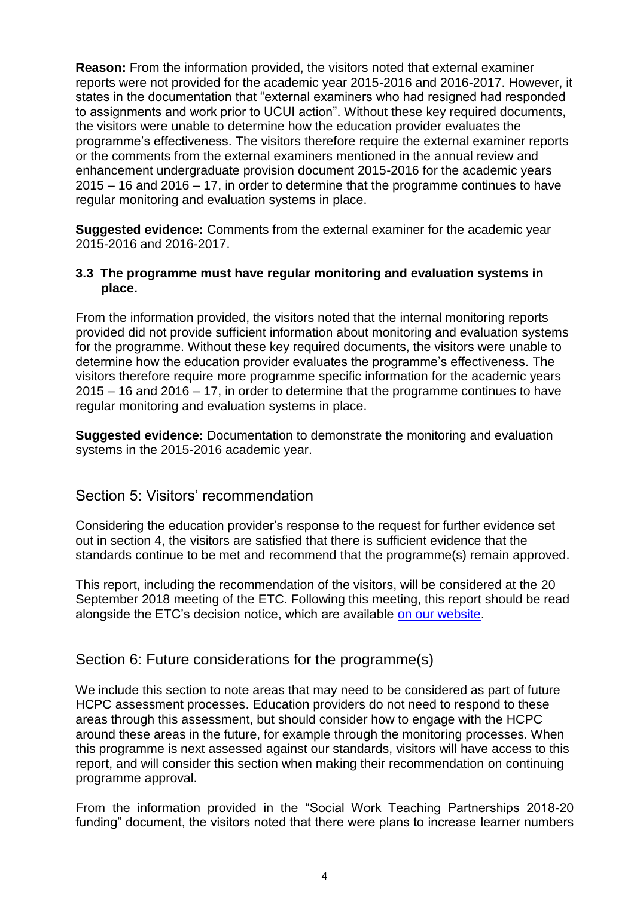**Reason:** From the information provided, the visitors noted that external examiner reports were not provided for the academic year 2015-2016 and 2016-2017. However, it states in the documentation that "external examiners who had resigned had responded to assignments and work prior to UCUI action". Without these key required documents, the visitors were unable to determine how the education provider evaluates the programme's effectiveness. The visitors therefore require the external examiner reports or the comments from the external examiners mentioned in the annual review and enhancement undergraduate provision document 2015-2016 for the academic years 2015 – 16 and 2016 – 17, in order to determine that the programme continues to have regular monitoring and evaluation systems in place.

**Suggested evidence:** Comments from the external examiner for the academic year 2015-2016 and 2016-2017.

**3.3 The programme must have regular monitoring and evaluation systems in place.**

From the information provided, the visitors noted that the internal monitoring reports provided did not provide sufficient information about monitoring and evaluation systems for the programme. Without these key required documents, the visitors were unable to determine how the education provider evaluates the programme's effectiveness. The visitors therefore require more programme specific information for the academic years 2015 – 16 and 2016 – 17, in order to determine that the programme continues to have regular monitoring and evaluation systems in place.

**Suggested evidence:** Documentation to demonstrate the monitoring and evaluation systems in the 2015-2016 academic year.

## Section 5: Visitors' recommendation

Considering the education provider's response to the request for further evidence set out in section 4, the visitors are satisfied that there is sufficient evidence that the standards continue to be met and recommend that the programme(s) remain approved.

This report, including the recommendation of the visitors, will be considered at the 20 September 2018 meeting of the ETC. Following this meeting, this report should be read alongside the ETC's decision notice, which are available [on our website](on our website).

## Section 6: Future considerations for the programme(s)

We include this section to note areas that may need to be considered as part of future HCPC assessment processes. Education providers do not need to respond to these areas through this assessment, but should consider how to engage with the HCPC around these areas in the future, for example through the monitoring processes. When this programme is next assessed against our standards, visitors will have access to this report, and will consider this section when making their recommendation on continuing programme approval.

From the information provided in the "Social Work Teaching Partnerships 2018-20 funding" document, the visitors noted that there were plans to increase learner numbers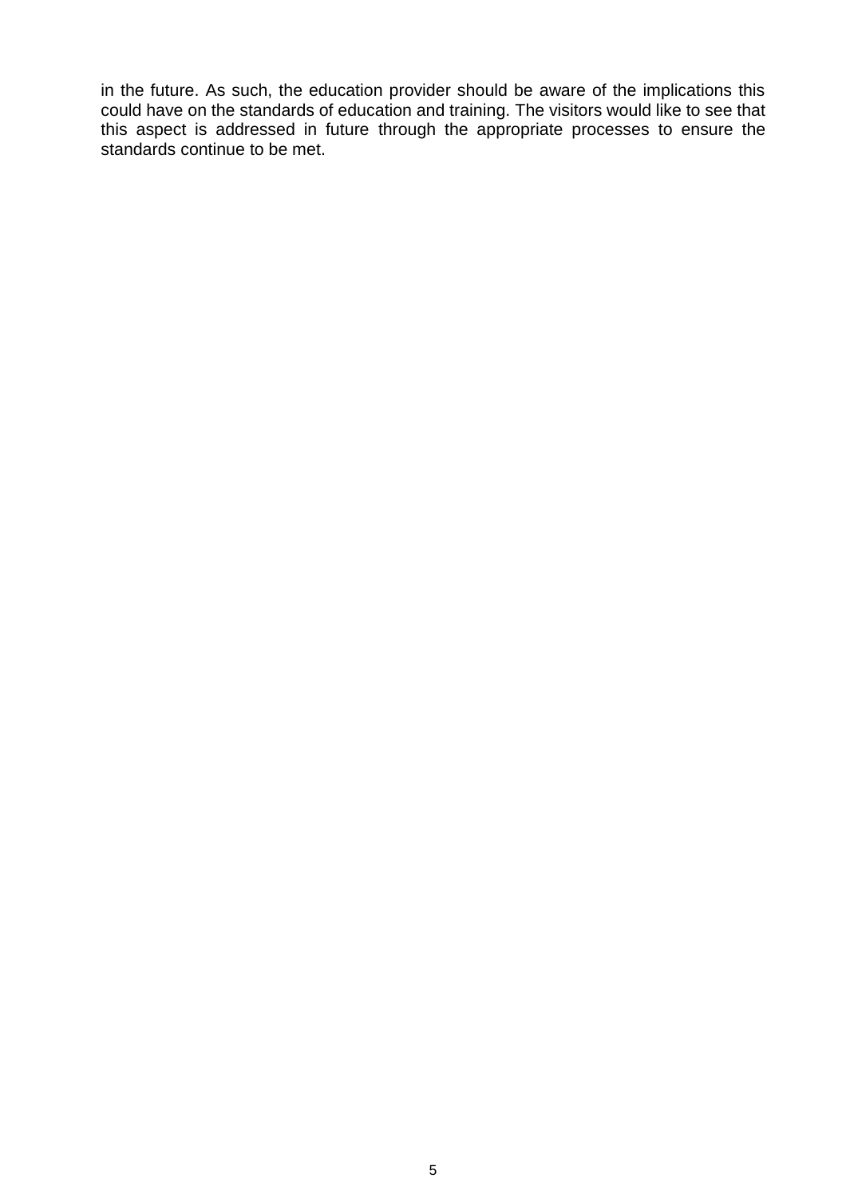in the future. As such, the education provider should be aware of the implications this could have on the standards of education and training. The visitors would like to see that this aspect is addressed in future through the appropriate processes to ensure the standards continue to be met.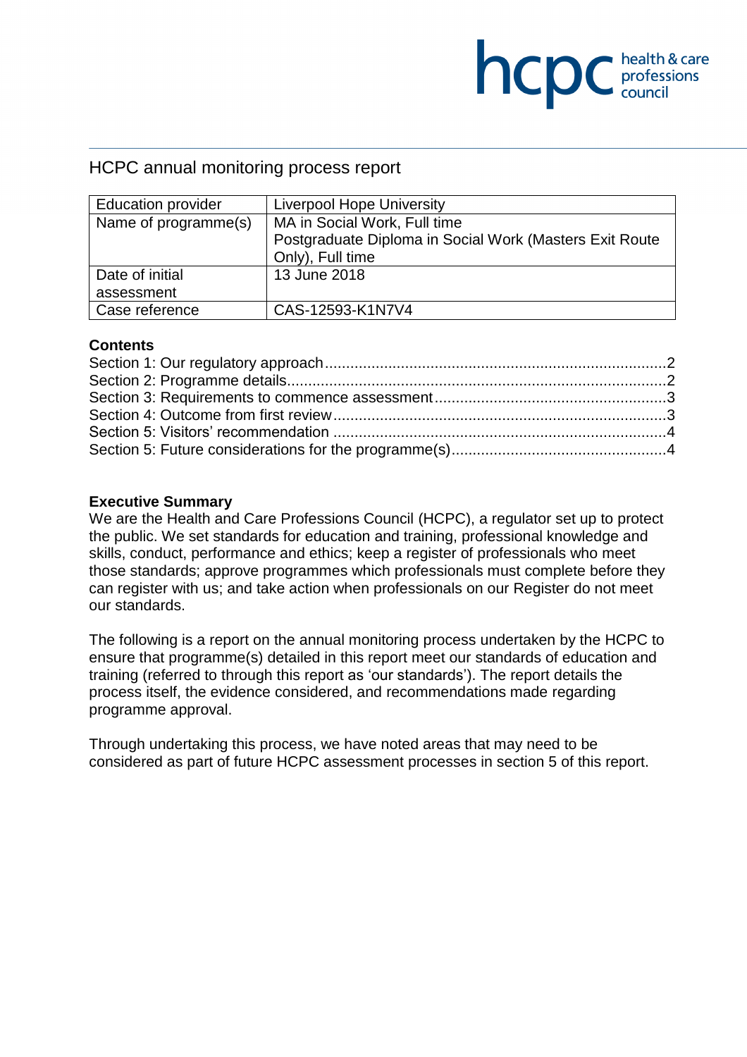# HCPC annual monitoring process report

| Education provider | Liverpool Hope University |
|---|---|
| Name of programme(s) | MA in Social Work, Full time<br>Postgraduate Diploma in Social Work (Masters Exit Route Only), Full time |
| Date of initial assessment | 13 June 2018 |
| Case reference | CAS-12593-K1N7V4 |

## Contents

Section 1: Our regulatory approach ........ 2
Section 2: Programme details ........ 2
Section 3: Requirements to commence assessment ........ 3
Section 4: Outcome from first review ........ 3
Section 5: Visitors' recommendation ........ 4
Section 5: Future considerations for the programme(s) ........ 4

## Executive Summary

We are the Health and Care Professions Council (HCPC), a regulator set up to protect the public. We set standards for education and training, professional knowledge and skills, conduct, performance and ethics; keep a register of professionals who meet those standards; approve programmes which professionals must complete before they can register with us; and take action when professionals on our Register do not meet our standards.

The following is a report on the annual monitoring process undertaken by the HCPC to ensure that programme(s) detailed in this report meet our standards of education and training (referred to through this report as 'our standards'). The report details the process itself, the evidence considered, and recommendations made regarding programme approval.

Through undertaking this process, we have noted areas that may need to be considered as part of future HCPC assessment processes in section 5 of this report.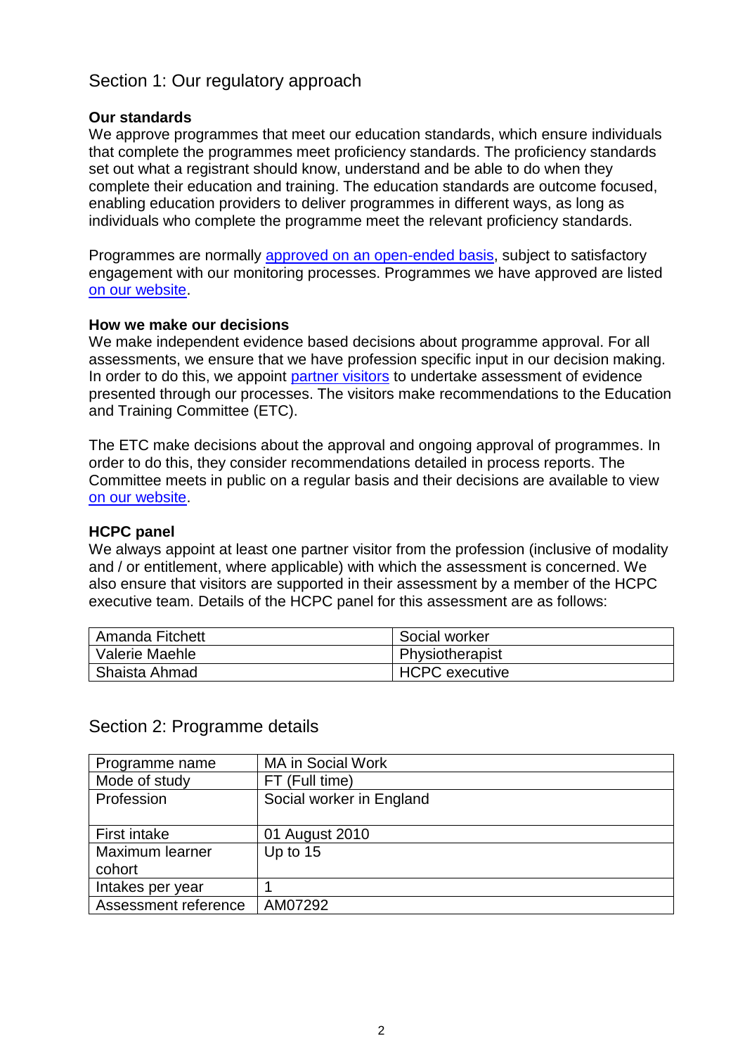## Section 1: Our regulatory approach

### Our standards

We approve programmes that meet our education standards, which ensure individuals that complete the programmes meet proficiency standards. The proficiency standards set out what a registrant should know, understand and be able to do when they complete their education and training. The education standards are outcome focused, enabling education providers to deliver programmes in different ways, as long as individuals who complete the programme meet the relevant proficiency standards.

Programmes are normally approved on an open-ended basis, subject to satisfactory engagement with our monitoring processes. Programmes we have approved are listed on our website.

### How we make our decisions

We make independent evidence based decisions about programme approval. For all assessments, we ensure that we have profession specific input in our decision making. In order to do this, we appoint partner visitors to undertake assessment of evidence presented through our processes. The visitors make recommendations to the Education and Training Committee (ETC).

The ETC make decisions about the approval and ongoing approval of programmes. In order to do this, they consider recommendations detailed in process reports. The Committee meets in public on a regular basis and their decisions are available to view on our website.

### HCPC panel

We always appoint at least one partner visitor from the profession (inclusive of modality and / or entitlement, where applicable) with which the assessment is concerned. We also ensure that visitors are supported in their assessment by a member of the HCPC executive team. Details of the HCPC panel for this assessment are as follows:

| | |
|---|---|
| Amanda Fitchett | Social worker |
| Valerie Maehle | Physiotherapist |
| Shaista Ahmad | HCPC executive |

## Section 2: Programme details

| | |
|---|---|
| Programme name | MA in Social Work |
| Mode of study | FT (Full time) |
| Profession | Social worker in England |
| First intake | 01 August 2010 |
| Maximum learner cohort | Up to 15 |
| Intakes per year | 1 |
| Assessment reference | AM07292 |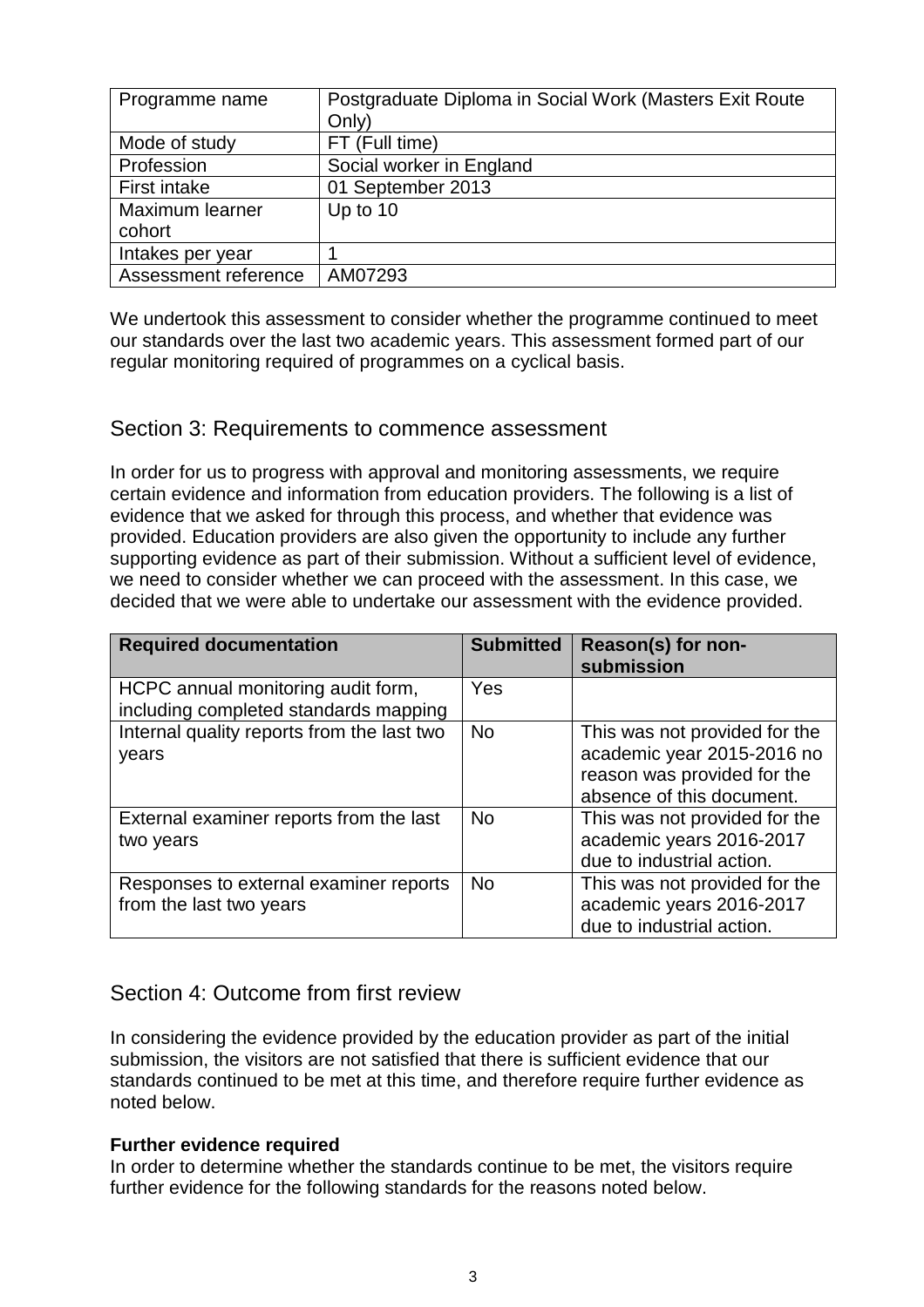| Programme name | Postgraduate Diploma in Social Work (Masters Exit Route Only) |
| --- | --- |
| Mode of study | FT (Full time) |
| Profession | Social worker in England |
| First intake | 01 September 2013 |
| Maximum learner cohort | Up to 10 |
| Intakes per year | 1 |
| Assessment reference | AM07293 |

We undertook this assessment to consider whether the programme continued to meet our standards over the last two academic years. This assessment formed part of our regular monitoring required of programmes on a cyclical basis.

## Section 3: Requirements to commence assessment

In order for us to progress with approval and monitoring assessments, we require certain evidence and information from education providers. The following is a list of evidence that we asked for through this process, and whether that evidence was provided. Education providers are also given the opportunity to include any further supporting evidence as part of their submission. Without a sufficient level of evidence, we need to consider whether we can proceed with the assessment. In this case, we decided that we were able to undertake our assessment with the evidence provided.

| Required documentation | Submitted | Reason(s) for non-submission |
| --- | --- | --- |
| HCPC annual monitoring audit form, including completed standards mapping | Yes | |
| Internal quality reports from the last two years | No | This was not provided for the academic year 2015-2016 no reason was provided for the absence of this document. |
| External examiner reports from the last two years | No | This was not provided for the academic years 2016-2017 due to industrial action. |
| Responses to external examiner reports from the last two years | No | This was not provided for the academic years 2016-2017 due to industrial action. |

## Section 4: Outcome from first review

In considering the evidence provided by the education provider as part of the initial submission, the visitors are not satisfied that there is sufficient evidence that our standards continued to be met at this time, and therefore require further evidence as noted below.

**Further evidence required**
In order to determine whether the standards continue to be met, the visitors require further evidence for the following standards for the reasons noted below.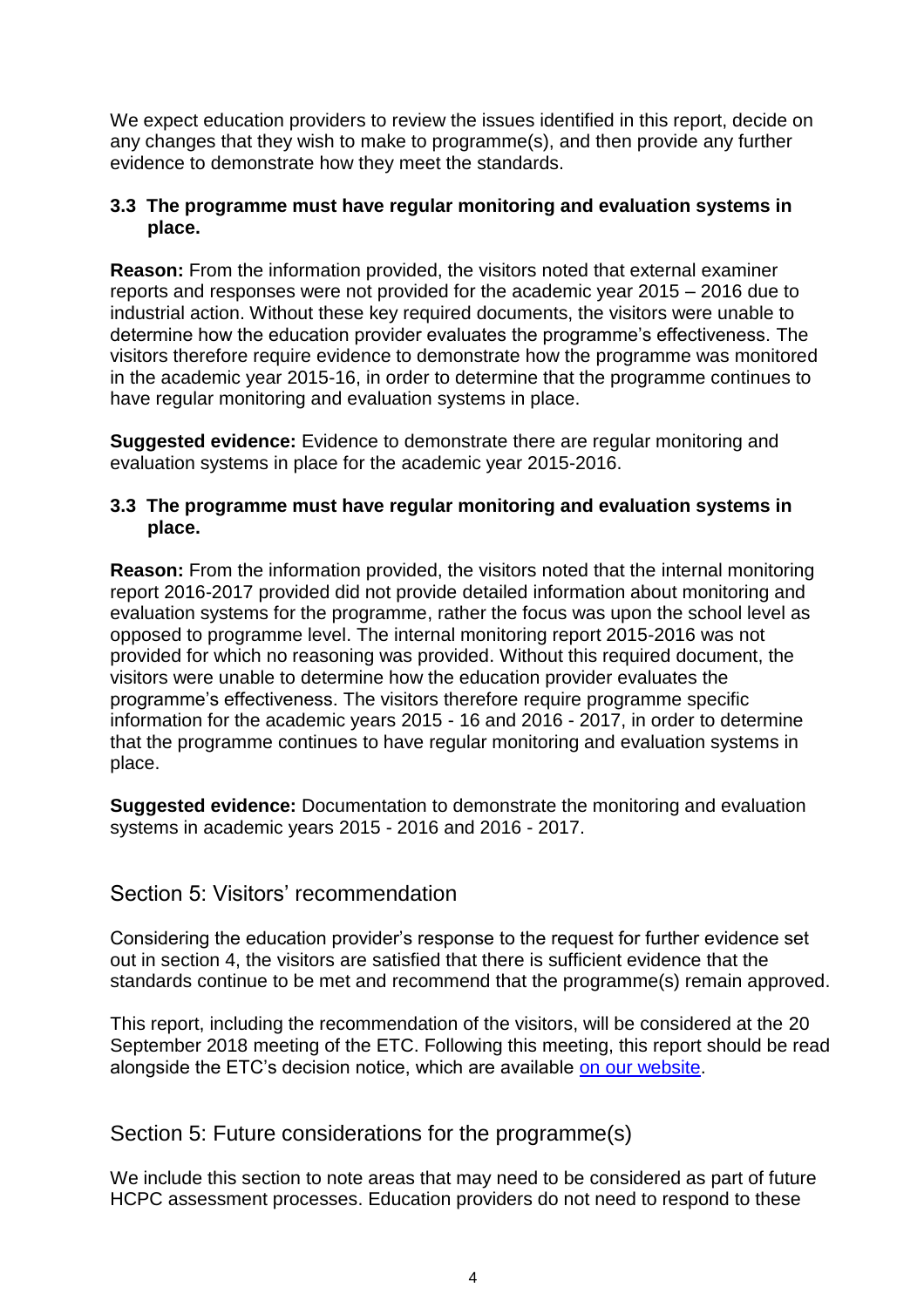We expect education providers to review the issues identified in this report, decide on any changes that they wish to make to programme(s), and then provide any further evidence to demonstrate how they meet the standards.

**3.3 The programme must have regular monitoring and evaluation systems in place.**

**Reason:** From the information provided, the visitors noted that external examiner reports and responses were not provided for the academic year 2015 – 2016 due to industrial action. Without these key required documents, the visitors were unable to determine how the education provider evaluates the programme's effectiveness. The visitors therefore require evidence to demonstrate how the programme was monitored in the academic year 2015-16, in order to determine that the programme continues to have regular monitoring and evaluation systems in place.

**Suggested evidence:** Evidence to demonstrate there are regular monitoring and evaluation systems in place for the academic year 2015-2016.

**3.3 The programme must have regular monitoring and evaluation systems in place.**

**Reason:** From the information provided, the visitors noted that the internal monitoring report 2016-2017 provided did not provide detailed information about monitoring and evaluation systems for the programme, rather the focus was upon the school level as opposed to programme level. The internal monitoring report 2015-2016 was not provided for which no reasoning was provided. Without this required document, the visitors were unable to determine how the education provider evaluates the programme's effectiveness. The visitors therefore require programme specific information for the academic years 2015 - 16 and 2016 - 2017, in order to determine that the programme continues to have regular monitoring and evaluation systems in place.

**Suggested evidence:** Documentation to demonstrate the monitoring and evaluation systems in academic years 2015 - 2016 and 2016 - 2017.

## Section 5: Visitors' recommendation

Considering the education provider's response to the request for further evidence set out in section 4, the visitors are satisfied that there is sufficient evidence that the standards continue to be met and recommend that the programme(s) remain approved.

This report, including the recommendation of the visitors, will be considered at the 20 September 2018 meeting of the ETC. Following this meeting, this report should be read alongside the ETC's decision notice, which are available on our website.

## Section 5: Future considerations for the programme(s)

We include this section to note areas that may need to be considered as part of future HCPC assessment processes. Education providers do not need to respond to these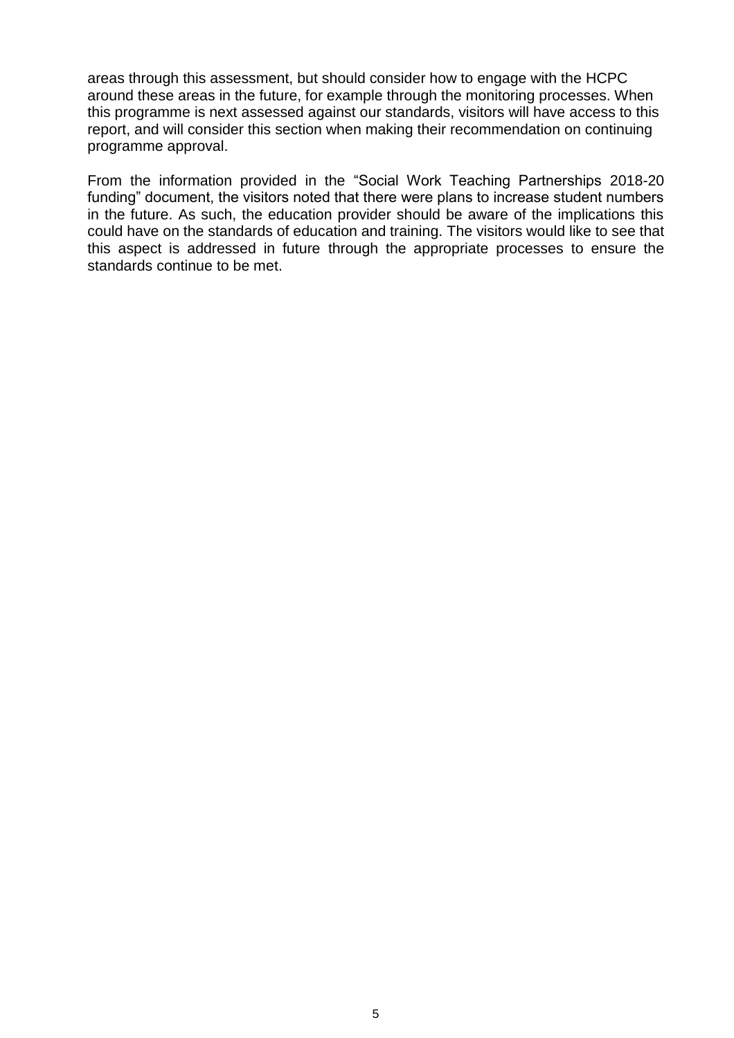areas through this assessment, but should consider how to engage with the HCPC around these areas in the future, for example through the monitoring processes. When this programme is next assessed against our standards, visitors will have access to this report, and will consider this section when making their recommendation on continuing programme approval.

From the information provided in the "Social Work Teaching Partnerships 2018-20 funding" document, the visitors noted that there were plans to increase student numbers in the future. As such, the education provider should be aware of the implications this could have on the standards of education and training. The visitors would like to see that this aspect is addressed in future through the appropriate processes to ensure the standards continue to be met.